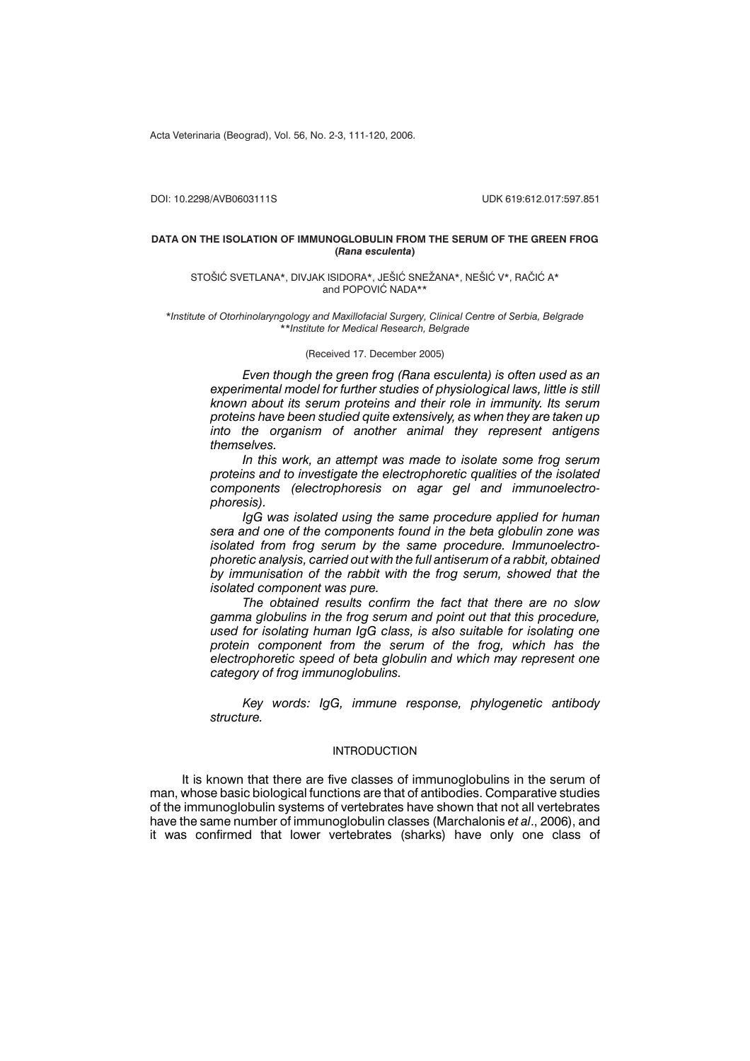DOI: 10.2298/AVB0603111S UDK 619:612.017:597.851

# DATA ON THE ISOLATION OF IMMUNOGLOBULIN FROM THE SERUM OF THE GREEN FROG (*Rana esculenta*)

STOŠIĆ SVETLANA*, DIVJAK ISIDORA*, JEŠIĆ SNEŽANA*, NEŠIĆ V*, RAČIĆ A* and POPOVIĆ NADA**

*\*Institute of Otorhinolaryngology and Maxillofacial Surgery, Clinical Centre of Serbia, Belgrade*
*\*\*Institute for Medical Research, Belgrade*

(Received 17. December 2005)

*Even though the green frog (Rana esculenta) is often used as an experimental model for further studies of physiological laws, little is still known about its serum proteins and their role in immunity. Its serum proteins have been studied quite extensively, as when they are taken up into the organism of another animal they represent antigens themselves.*

*In this work, an attempt was made to isolate some frog serum proteins and to investigate the electrophoretic qualities of the isolated components (electrophoresis on agar gel and immunoelectrophoresis).*

*IgG was isolated using the same procedure applied for human sera and one of the components found in the beta globulin zone was isolated from frog serum by the same procedure. Immunoelectrophoretic analysis, carried out with the full antiserum of a rabbit, obtained by immunisation of the rabbit with the frog serum, showed that the isolated component was pure.*

*The obtained results confirm the fact that there are no slow gamma globulins in the frog serum and point out that this procedure, used for isolating human IgG class, is also suitable for isolating one protein component from the serum of the frog, which has the electrophoretic speed of beta globulin and which may represent one category of frog immunoglobulins.*

*Key words: IgG, immune response, phylogenetic antibody structure.*

## INTRODUCTION

It is known that there are five classes of immunoglobulins in the serum of man, whose basic biological functions are that of antibodies. Comparative studies of the immunoglobulin systems of vertebrates have shown that not all vertebrates have the same number of immunoglobulin classes (Marchalonis *et al*., 2006), and it was confirmed that lower vertebrates (sharks) have only one class of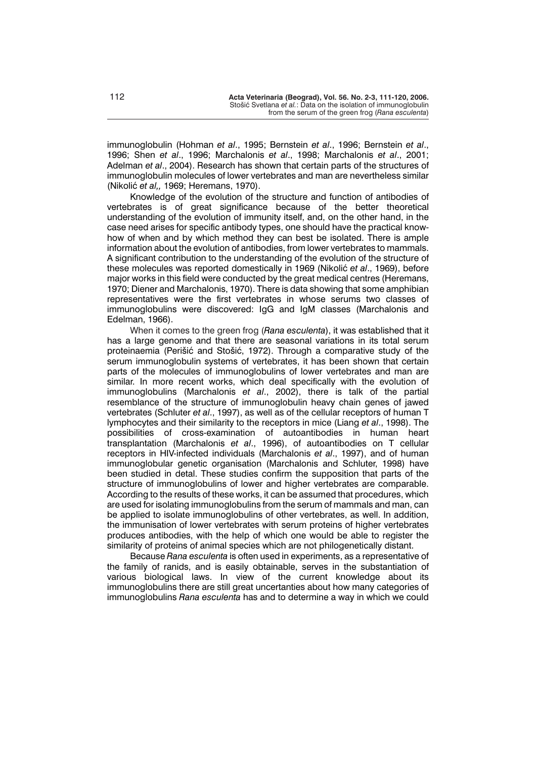immunoglobulin (Hohman *et al*., 1995; Bernstein *et al*., 1996; Bernstein *et al*., 1996; Shen *et al*., 1996; Marchalonis *et al*., 1998; Marchalonis *et al*., 2001; Adelman *et al*., 2004). Research has shown that certain parts of the structures of immunoglobulin molecules of lower vertebrates and man are nevertheless similar (Nikolić *et al*,, 1969; Heremans, 1970).

Knowledge of the evolution of the structure and function of antibodies of vertebrates is of great significance because of the better theoretical understanding of the evolution of immunity itself, and, on the other hand, in the case need arises for specific antibody types, one should have the practical know-how of when and by which method they can best be isolated. There is ample information about the evolution of antibodies, from lower vertebrates to mammals. A significant contribution to the understanding of the evolution of the structure of these molecules was reported domestically in 1969 (Nikolić *et al*., 1969), before major works in this field were conducted by the great medical centres (Heremans, 1970; Diener and Marchalonis, 1970). There is data showing that some amphibian representatives were the first vertebrates in whose serums two classes of immunoglobulins were discovered: IgG and IgM classes (Marchalonis and Edelman, 1966).

When it comes to the green frog (*Rana esculenta*), it was established that it has a large genome and that there are seasonal variations in its total serum proteinaemia (Perišić and Stošić, 1972). Through a comparative study of the serum immunoglobulin systems of vertebrates, it has been shown that certain parts of the molecules of immunoglobulins of lower vertebrates and man are similar. In more recent works, which deal specifically with the evolution of immunoglobulins (Marchalonis *et al*., 2002), there is talk of the partial resemblance of the structure of immunoglobulin heavy chain genes of jawed vertebrates (Schluter *et al*., 1997), as well as of the cellular receptors of human T lymphocytes and their similarity to the receptors in mice (Liang *et al*., 1998). The possibilities of cross-examination of autoantibodies in human heart transplantation (Marchalonis *et al*., 1996), of autoantibodies on T cellular receptors in HIV-infected individuals (Marchalonis *et al*., 1997), and of human immunoglobular genetic organisation (Marchalonis and Schluter, 1998) have been studied in detal. These studies confirm the supposition that parts of the structure of immunoglobulins of lower and higher vertebrates are comparable. According to the results of these works, it can be assumed that procedures, which are used for isolating immunoglobulins from the serum of mammals and man, can be applied to isolate immunoglobulins of other vertebrates, as well. In addition, the immunisation of lower vertebrates with serum proteins of higher vertebrates produces antibodies, with the help of which one would be able to register the similarity of proteins of animal species which are not philogenetically distant.

Because *Rana esculenta* is often used in experiments, as a representative of the family of ranids, and is easily obtainable, serves in the substantiation of various biological laws. In view of the current knowledge about its immunoglobulins there are still great uncertanties about how many categories of immunoglobulins *Rana esculenta* has and to determine a way in which we could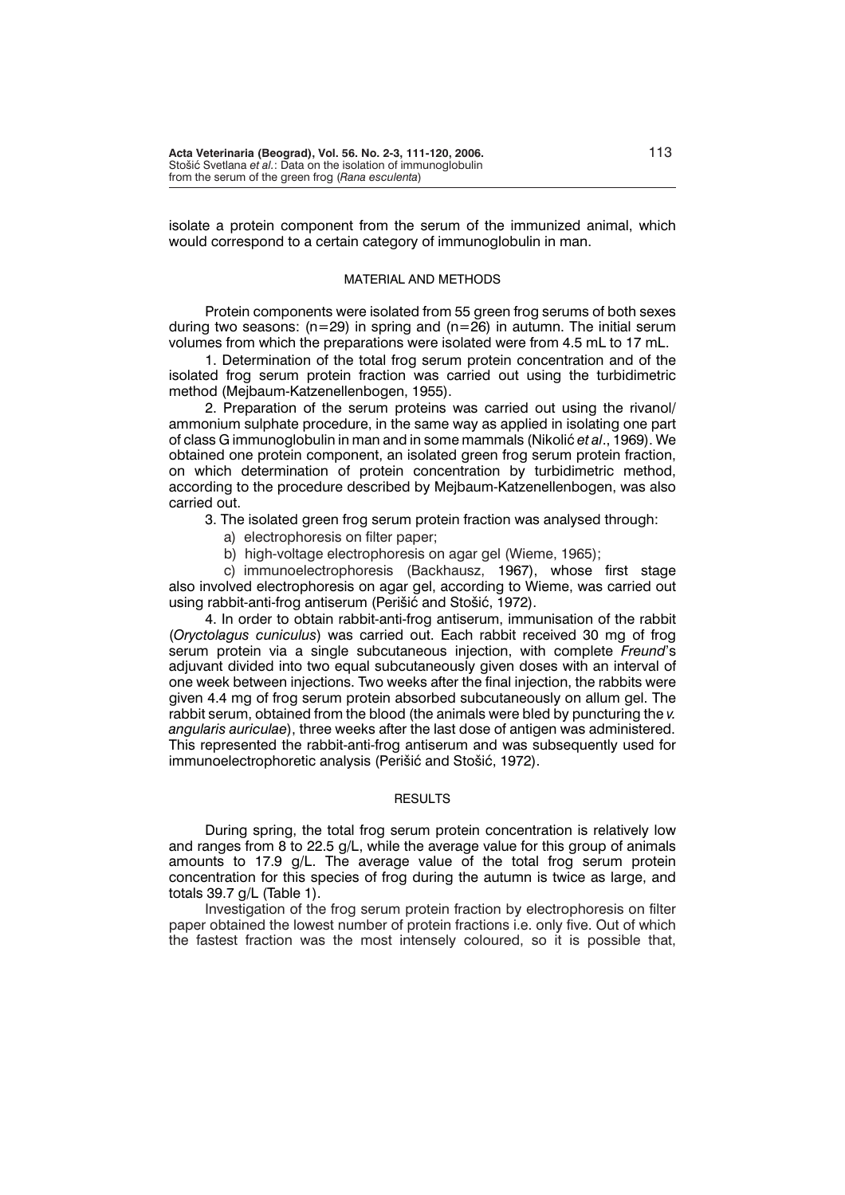isolate a protein component from the serum of the immunized animal, which would correspond to a certain category of immunoglobulin in man.

## MATERIAL AND METHODS

Protein components were isolated from 55 green frog serums of both sexes during two seasons: (n=29) in spring and (n=26) in autumn. The initial serum volumes from which the preparations were isolated were from 4.5 mL to 17 mL.

1. Determination of the total frog serum protein concentration and of the isolated frog serum protein fraction was carried out using the turbidimetric method (Mejbaum-Katzenellenbogen, 1955).

2. Preparation of the serum proteins was carried out using the rivanol/ammonium sulphate procedure, in the same way as applied in isolating one part of class G immunoglobulin in man and in some mammals (Nikolić *et al*., 1969). We obtained one protein component, an isolated green frog serum protein fraction, on which determination of protein concentration by turbidimetric method, according to the procedure described by Mejbaum-Katzenellenbogen, was also carried out.

3. The isolated green frog serum protein fraction was analysed through:

a) electrophoresis on filter paper;

b) high-voltage electrophoresis on agar gel (Wieme, 1965);

c) immunoelectrophoresis (Backhausz, 1967), whose first stage also involved electrophoresis on agar gel, according to Wieme, was carried out using rabbit-anti-frog antiserum (Perišić and Stošić, 1972).

4. In order to obtain rabbit-anti-frog antiserum, immunisation of the rabbit (*Oryctolagus cuniculus*) was carried out. Each rabbit received 30 mg of frog serum protein via a single subcutaneous injection, with complete *Freund*'s adjuvant divided into two equal subcutaneously given doses with an interval of one week between injections. Two weeks after the final injection, the rabbits were given 4.4 mg of frog serum protein absorbed subcutaneously on allum gel. The rabbit serum, obtained from the blood (the animals were bled by puncturing the *v. angularis auriculae*), three weeks after the last dose of antigen was administered. This represented the rabbit-anti-frog antiserum and was subsequently used for immunoelectrophoretic analysis (Perišić and Stošić, 1972).

## RESULTS

During spring, the total frog serum protein concentration is relatively low and ranges from 8 to 22.5 g/L, while the average value for this group of animals amounts to 17.9 g/L. The average value of the total frog serum protein concentration for this species of frog during the autumn is twice as large, and totals 39.7 g/L (Table 1).

Investigation of the frog serum protein fraction by electrophoresis on filter paper obtained the lowest number of protein fractions i.e. only five. Out of which the fastest fraction was the most intensely coloured, so it is possible that,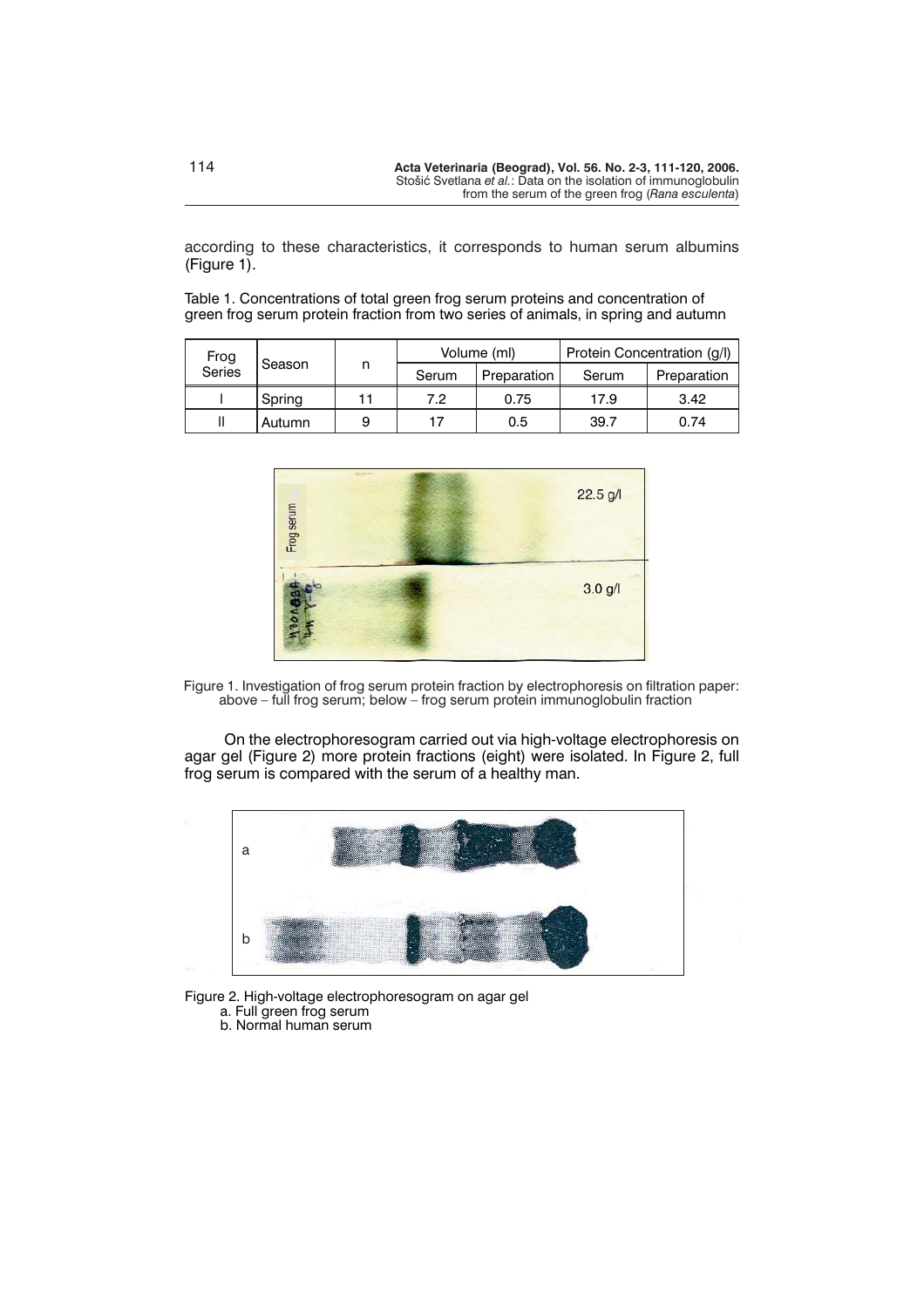according to these characteristics, it corresponds to human serum albumins (Figure 1).

Table 1. Concentrations of total green frog serum proteins and concentration of green frog serum protein fraction from two series of animals, in spring and autumn

| Frog Series | Season | n | Volume (ml) | | Protein Concentration (g/l) | |
|---|---|---|---|---|---|---|
| | | | Serum | Preparation | Serum | Preparation |
| I | Spring | 11 | 7.2 | 0.75 | 17.9 | 3.42 |
| II | Autumn | 9 | 17 | 0.5 | 39.7 | 0.74 |

Figure 1. Investigation of frog serum protein fraction by electrophoresis on filtration paper: above – full frog serum; below – frog serum protein immunoglobulin fraction

On the electrophoresogram carried out via high-voltage electrophoresis on agar gel (Figure 2) more protein fractions (eight) were isolated. In Figure 2, full frog serum is compared with the serum of a healthy man.

Figure 2. High-voltage electrophoresogram on agar gel
a. Full green frog serum
b. Normal human serum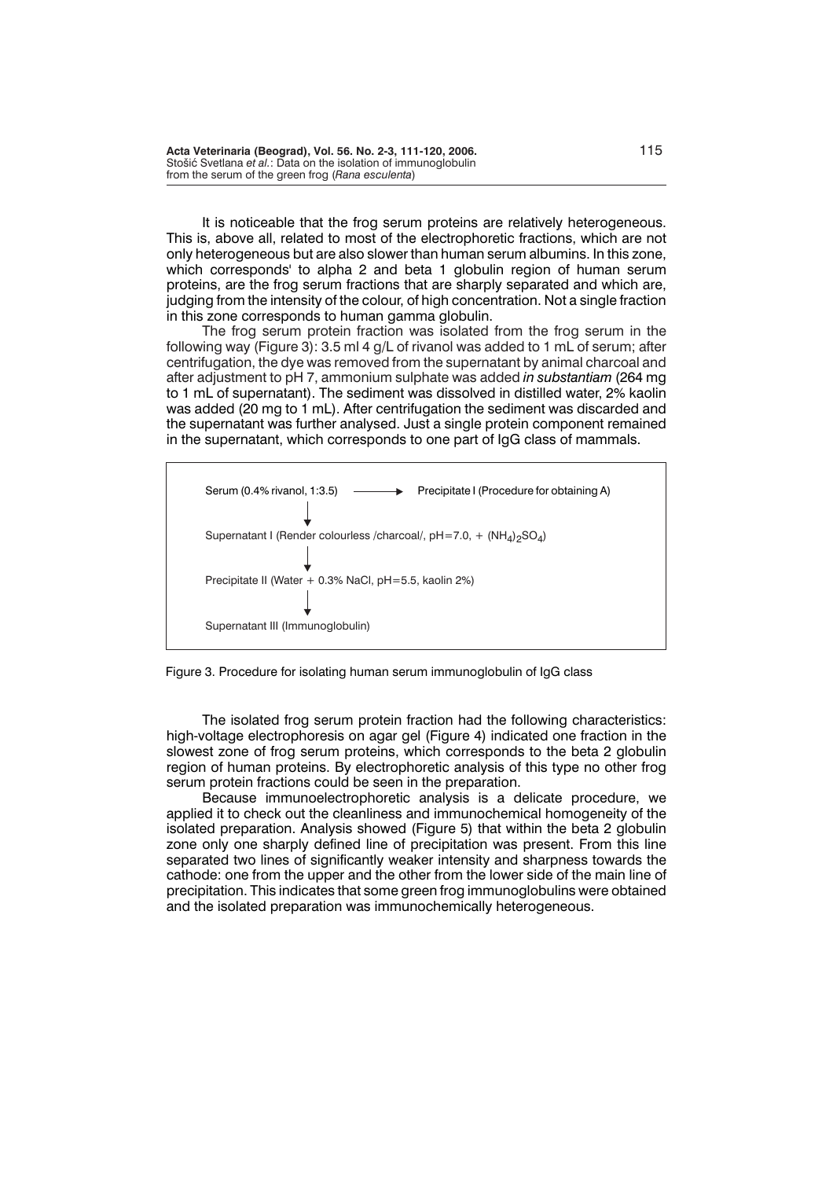It is noticeable that the frog serum proteins are relatively heterogeneous. This is, above all, related to most of the electrophoretic fractions, which are not only heterogeneous but are also slower than human serum albumins. In this zone, which corresponds' to alpha 2 and beta 1 globulin region of human serum proteins, are the frog serum fractions that are sharply separated and which are, judging from the intensity of the colour, of high concentration. Not a single fraction in this zone corresponds to human gamma globulin.

The frog serum protein fraction was isolated from the frog serum in the following way (Figure 3): 3.5 ml 4 g/L of rivanol was added to 1 mL of serum; after centrifugation, the dye was removed from the supernatant by animal charcoal and after adjustment to pH 7, ammonium sulphate was added *in substantiam* (264 mg to 1 mL of supernatant). The sediment was dissolved in distilled water, 2% kaolin was added (20 mg to 1 mL). After centrifugation the sediment was discarded and the supernatant was further analysed. Just a single protein component remained in the supernatant, which corresponds to one part of IgG class of mammals.

```
Serum (0.4% rivanol, 1:3.5)  ──────►  Precipitate I (Procedure for obtaining A)
        │
        ▼
Supernatant I (Render colourless /charcoal/, pH=7.0, + (NH4)2SO4)
        │
        ▼
Precipitate II (Water + 0.3% NaCl, pH=5.5, kaolin 2%)
        │
        ▼
Supernatant III (Immunoglobulin)
```

Figure 3. Procedure for isolating human serum immunoglobulin of IgG class

The isolated frog serum protein fraction had the following characteristics: high-voltage electrophoresis on agar gel (Figure 4) indicated one fraction in the slowest zone of frog serum proteins, which corresponds to the beta 2 globulin region of human proteins. By electrophoretic analysis of this type no other frog serum protein fractions could be seen in the preparation.

Because immunoelectrophoretic analysis is a delicate procedure, we applied it to check out the cleanliness and immunochemical homogeneity of the isolated preparation. Analysis showed (Figure 5) that within the beta 2 globulin zone only one sharply defined line of precipitation was present. From this line separated two lines of significantly weaker intensity and sharpness towards the cathode: one from the upper and the other from the lower side of the main line of precipitation. This indicates that some green frog immunoglobulins were obtained and the isolated preparation was immunochemically heterogeneous.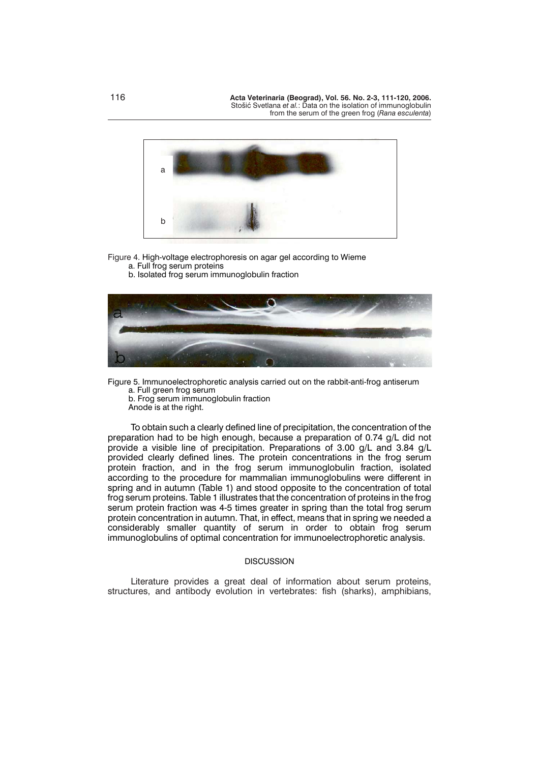Figure 4. High-voltage electrophoresis on agar gel according to Wieme

a. Full frog serum proteins

b. Isolated frog serum immunoglobulin fraction

Figure 5. Immunoelectrophoretic analysis carried out on the rabbit-anti-frog antiserum

a. Full green frog serum

b. Frog serum immunoglobulin fraction

Anode is at the right.

To obtain such a clearly defined line of precipitation, the concentration of the preparation had to be high enough, because a preparation of 0.74 g/L did not provide a visible line of precipitation. Preparations of 3.00 g/L and 3.84 g/L provided clearly defined lines. The protein concentrations in the frog serum protein fraction, and in the frog serum immunoglobulin fraction, isolated according to the procedure for mammalian immunoglobulins were different in spring and in autumn (Table 1) and stood opposite to the concentration of total frog serum proteins. Table 1 illustrates that the concentration of proteins in the frog serum protein fraction was 4-5 times greater in spring than the total frog serum protein concentration in autumn. That, in effect, means that in spring we needed a considerably smaller quantity of serum in order to obtain frog serum immunoglobulins of optimal concentration for immunoelectrophoretic analysis.

## DISCUSSION

Literature provides a great deal of information about serum proteins, structures, and antibody evolution in vertebrates: fish (sharks), amphibians,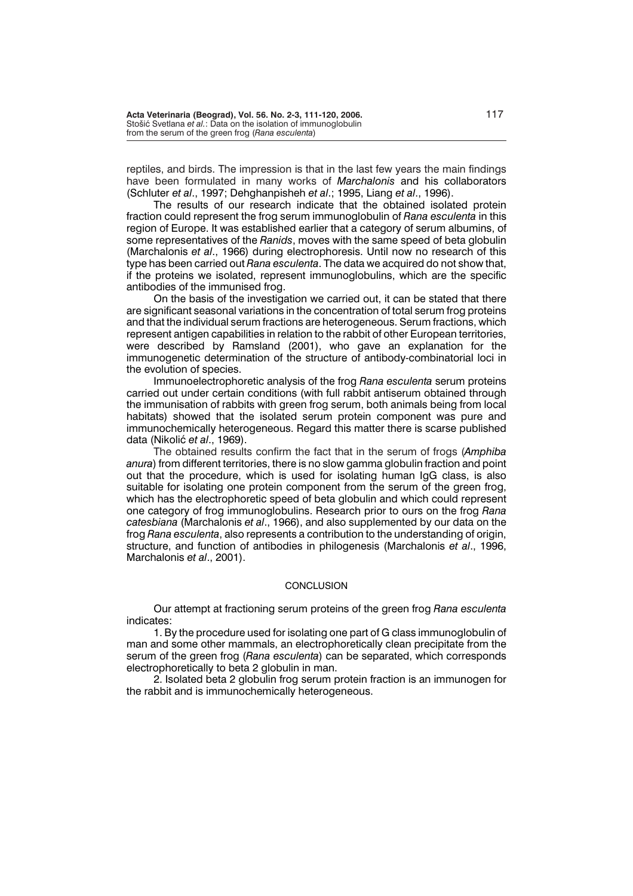reptiles, and birds. The impression is that in the last few years the main findings have been formulated in many works of *Marchalonis* and his collaborators (Schluter *et al*., 1997; Dehghanpisheh *et al*.; 1995, Liang *et al*., 1996).

The results of our research indicate that the obtained isolated protein fraction could represent the frog serum immunoglobulin of *Rana esculenta* in this region of Europe. It was established earlier that a category of serum albumins, of some representatives of the *Ranids*, moves with the same speed of beta globulin (Marchalonis *et al*., 1966) during electrophoresis. Until now no research of this type has been carried out *Rana esculenta*. The data we acquired do not show that, if the proteins we isolated, represent immunoglobulins, which are the specific antibodies of the immunised frog.

On the basis of the investigation we carried out, it can be stated that there are significant seasonal variations in the concentration of total serum frog proteins and that the individual serum fractions are heterogeneous. Serum fractions, which represent antigen capabilities in relation to the rabbit of other European territories, were described by Ramsland (2001), who gave an explanation for the immunogenetic determination of the structure of antibody-combinatorial loci in the evolution of species.

Immunoelectrophoretic analysis of the frog *Rana esculenta* serum proteins carried out under certain conditions (with full rabbit antiserum obtained through the immunisation of rabbits with green frog serum, both animals being from local habitats) showed that the isolated serum protein component was pure and immunochemically heterogeneous. Regard this matter there is scarse published data (Nikolić *et al*., 1969).

The obtained results confirm the fact that in the serum of frogs (*Amphiba anura*) from different territories, there is no slow gamma globulin fraction and point out that the procedure, which is used for isolating human IgG class, is also suitable for isolating one protein component from the serum of the green frog, which has the electrophoretic speed of beta globulin and which could represent one category of frog immunoglobulins. Research prior to ours on the frog *Rana catesbiana* (Marchalonis *et al*., 1966), and also supplemented by our data on the frog *Rana esculenta*, also represents a contribution to the understanding of origin, structure, and function of antibodies in philogenesis (Marchalonis *et al*., 1996, Marchalonis *et al*., 2001).

## CONCLUSION

Our attempt at fractioning serum proteins of the green frog *Rana esculenta* indicates:

1. By the procedure used for isolating one part of G class immunoglobulin of man and some other mammals, an electrophoretically clean precipitate from the serum of the green frog (*Rana esculenta*) can be separated, which corresponds electrophoretically to beta 2 globulin in man.

2. Isolated beta 2 globulin frog serum protein fraction is an immunogen for the rabbit and is immunochemically heterogeneous.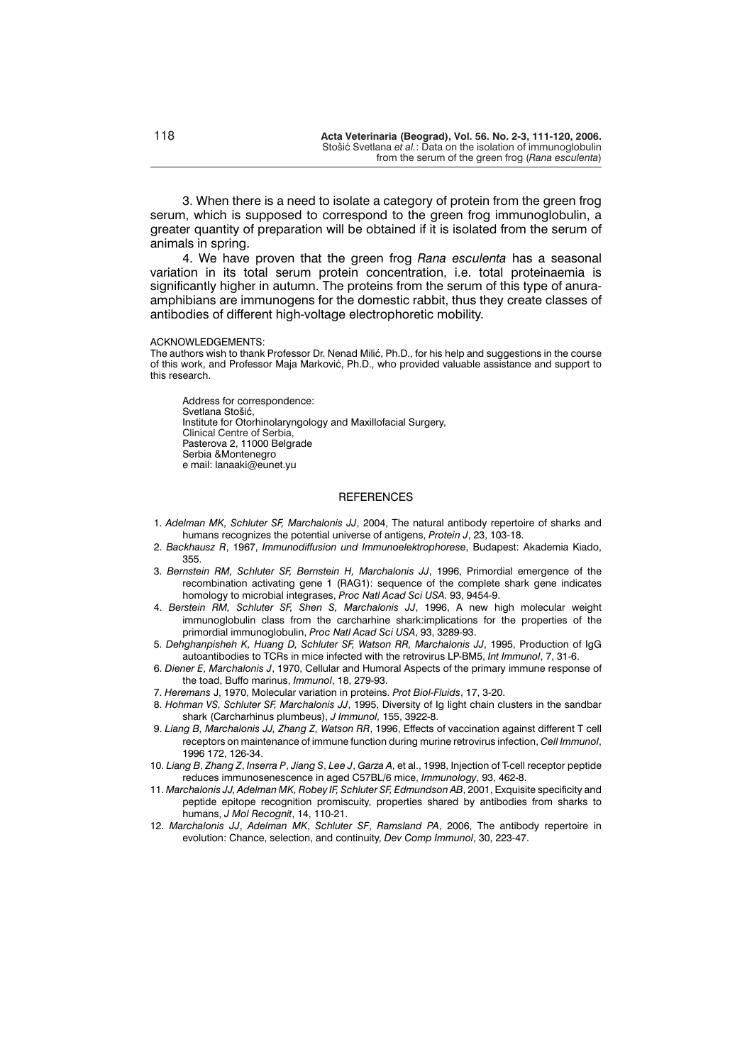3. When there is a need to isolate a category of protein from the green frog serum, which is supposed to correspond to the green frog immunoglobulin, a greater quantity of preparation will be obtained if it is isolated from the serum of animals in spring.

4. We have proven that the green frog *Rana esculenta* has a seasonal variation in its total serum protein concentration, i.e. total proteinaemia is significantly higher in autumn. The proteins from the serum of this type of anura-amphibians are immunogens for the domestic rabbit, thus they create classes of antibodies of different high-voltage electrophoretic mobility.

ACKNOWLEDGEMENTS:
The authors wish to thank Professor Dr. Nenad Milić, Ph.D., for his help and suggestions in the course of this work, and Professor Maja Marković, Ph.D., who provided valuable assistance and support to this research.

Address for correspondence:
Svetlana Stošić,
Institute for Otorhinolaryngology and Maxillofacial Surgery,
Clinical Centre of Serbia,
Pasterova 2, 11000 Belgrade
Serbia &Montenegro
e mail: lanaaki@eunet.yu

## REFERENCES

1. *Adelman MK, Schluter SF, Marchalonis JJ*, 2004, The natural antibody repertoire of sharks and humans recognizes the potential universe of antigens, *Protein J*, 23, 103-18.
2. *Backhausz R*, 1967, *Immunodiffusion und Immunoelektrophorese*, Budapest: Akademia Kiado, 355.
3. *Bernstein RM, Schluter SF, Bernstein H, Marchalonis JJ*, 1996, Primordial emergence of the recombination activating gene 1 (RAG1): sequence of the complete shark gene indicates homology to microbial integrases, *Proc Natl Acad Sci USA.* 93, 9454-9.
4. *Berstein RM, Schluter SF, Shen S, Marchalonis JJ*, 1996, A new high molecular weight immunoglobulin class from the carcharhine shark:implications for the properties of the primordial immunoglobulin, *Proc Natl Acad Sci USA*, 93, 3289-93.
5. *Dehghanpisheh K, Huang D, Schluter SF, Watson RR, Marchalonis JJ*, 1995, Production of IgG autoantibodies to TCRs in mice infected with the retrovirus LP-BM5, *Int Immunol*, 7, 31-6.
6. *Diener E, Marchalonis J*, 1970, Cellular and Humoral Aspects of the primary immune response of the toad, Buffo marinus, *Immunol*, 18, 279-93.
7. *Heremans* J, 1970, Molecular variation in proteins. *Prot Biol-Fluids*, 17, 3-20.
8. *Hohman VS, Schluter SF, Marchalonis JJ*, 1995, Diversity of Ig light chain clusters in the sandbar shark (Carcharhinus plumbeus), *J Immunol,* 155, 3922-8.
9. *Liang B, Marchalonis JJ, Zhang Z, Watson RR*, 1996, Effects of vaccination against different T cell receptors on maintenance of immune function during murine retrovirus infection, *Cell Immunol*, 1996 172, 126-34.
10. *Liang B*, *Zhang Z*, *Inserra P*, *Jiang S*, *Lee J*, *Garza A*, et al., 1998, Injection of T-cell receptor peptide reduces immunosenescence in aged C57BL/6 mice, *Immunology*, 93, 462-8.
11. *Marchalonis JJ, Adelman MK, Robey IF, Schluter SF, Edmundson AB*, 2001, Exquisite specificity and peptide epitope recognition promiscuity, properties shared by antibodies from sharks to humans, *J Mol Recognit*, 14, 110-21.
12. *Marchalonis JJ*, *Adelman MK*, *Schluter SF*, *Ramsland PA*, 2006, The antibody repertoire in evolution: Chance, selection, and continuity, *Dev Comp Immunol*, 30, 223-47.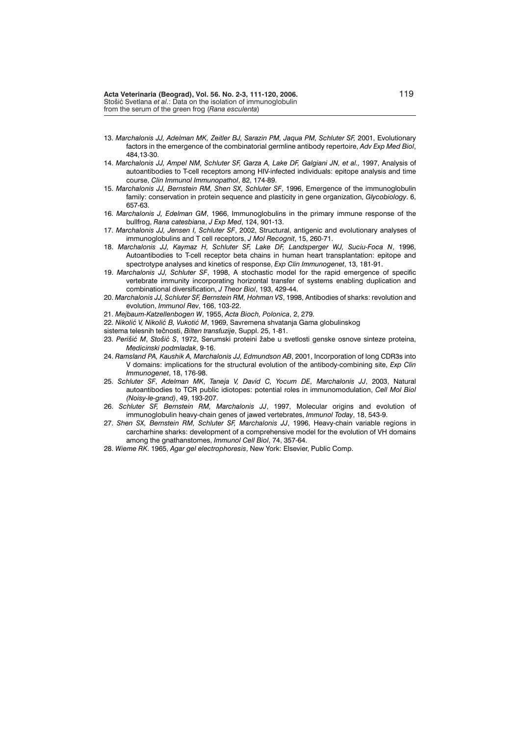13. *Marchalonis JJ, Adelman MK, Zeitler BJ, Sarazin PM, Jaqua PM, Schluter SF,* 2001, Evolutionary factors in the emergence of the combinatorial germline antibody repertoire, *Adv Exp Med Biol*, 484,13-30.
14. *Marchalonis JJ, Ampel NM, Schluter SF, Garza A, Lake DF, Galgiani JN, et al.,* 1997, Analysis of autoantibodies to T-cell receptors among HIV-infected individuals: epitope analysis and time course, *Clin Immunol Immunopathol*, 82, 174-89.
15. *Marchalonis JJ, Bernstein RM, Shen SX, Schluter SF*, 1996, Emergence of the immunoglobulin family: conservation in protein sequence and plasticity in gene organization, *Glycobiology*. 6, 657-63.
16. *Marchalonis J, Edelman GM*, 1966, Immunoglobulins in the primary immune response of the bullfrog, *Rana catesbiana*, *J Exp Med*, 124, 901-13.
17. *Marchalonis JJ, Jensen I, Schluter SF*, 2002, Structural, antigenic and evolutionary analyses of immunoglobulins and T cell receptors, *J Mol Recognit*, 15, 260-71.
18. *Marchalonis JJ, Kaymaz H, Schluter SF, Lake DF, Landsperger WJ, Suciu-Foca N*, 1996, Autoantibodies to T-cell receptor beta chains in human heart transplantation: epitope and spectrotype analyses and kinetics of response, *Exp Clin Immunogenet*, 13, 181-91.
19. *Marchalonis JJ, Schluter SF*, 1998, A stochastic model for the rapid emergence of specific vertebrate immunity incorporating horizontal transfer of systems enabling duplication and combinational diversification, *J Theor Biol*, 193, 429-44.
20. *Marchalonis JJ, Schluter SF, Bernstein RM, Hohman VS*, 1998, Antibodies of sharks: revolution and evolution, *Immunol Rev*, 166, 103-22.
21. *Mejbaum-Katzellenbogen W*, 1955, *Acta Bioch, Polonica*, 2, 279.
22. *Nikolić V, Nikolić B, Vukotić M*, 1969, Savremena shvatanja Gama globulinskog sistema telesnih tečnosti, *Bilten transfuzije*, Suppl. 25, 1-81.
23. *Perišić M*, *Stošić S*, 1972, Serumski proteini žabe u svetlosti genske osnove sinteze proteina, *Medicinski podmladak*, 9-16.
24. *Ramsland PA, Kaushik A, Marchalonis JJ, Edmundson AB*, 2001, Incorporation of long CDR3s into V domains: implications for the structural evolution of the antibody-combining site, *Exp Clin Immunogenet*, 18, 176-98.
25. *Schluter SF*, *Adelman MK*, *Taneja V, David C, Yocum DE, Marchalonis JJ*, 2003, Natural autoantibodies to TCR public idiotopes: potential roles in immunomodulation, *Cell Mol Biol (Noisy-le-grand)*, 49, 193-207.
26. *Schluter SF, Bernstein RM, Marchalonis JJ*, 1997, Molecular origins and evolution of immunoglobulin heavy-chain genes of jawed vertebrates, *Immunol Today*, 18, 543-9.
27. *Shen SX, Bernstein RM, Schluter SF, Marchalonis JJ*, 1996, Heavy-chain variable regions in carcharhine sharks: development of a comprehensive model for the evolution of VH domains among the gnathanstomes, *Immunol Cell Biol*, 74, 357-64.
28. *Wieme RK*. 1965, *Agar gel electrophoresis*, New York: Elsevier, Public Comp.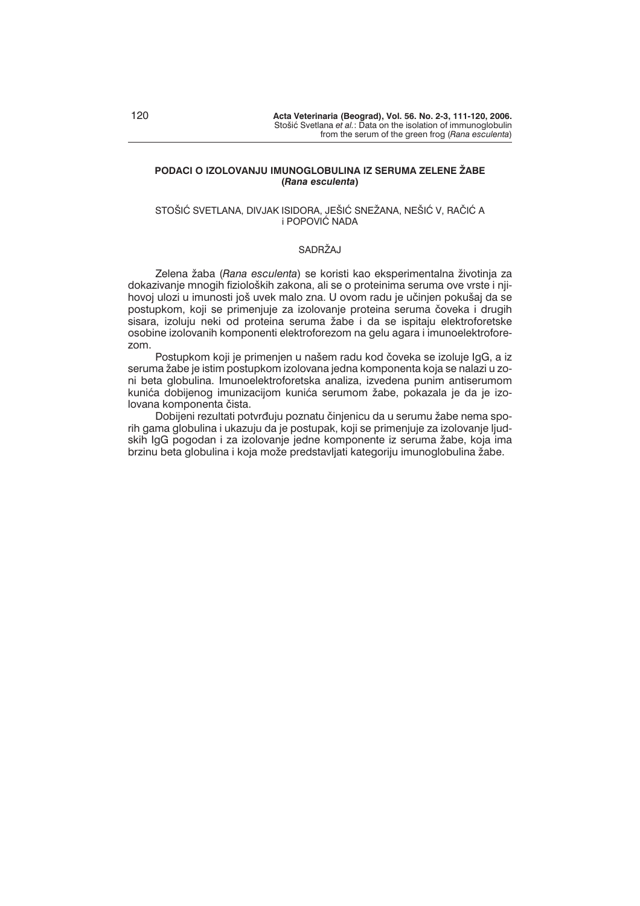**PODACI O IZOLOVANJU IMUNOGLOBULINA IZ SERUMA ZELENE ŽABE (*Rana esculenta*)**

STOŠIĆ SVETLANA, DIVJAK ISIDORA, JEŠIĆ SNEŽANA, NEŠIĆ V, RAČIĆ A i POPOVIĆ NADA

SADRŽAJ

Zelena žaba (*Rana esculenta*) se koristi kao eksperimentalna životinja za dokazivanje mnogih fizioloških zakona, ali se o proteinima seruma ove vrste i njihovoj ulozi u imunosti još uvek malo zna. U ovom radu je učinjen pokušaj da se postupkom, koji se primenjuje za izolovanje proteina seruma čoveka i drugih sisara, izoluju neki od proteina seruma žabe i da se ispitaju elektroforetske osobine izolovanih komponenti elektroforezom na gelu agara i imunoelektroforezom.

Postupkom koji je primenjen u našem radu kod čoveka se izoluje IgG, a iz seruma žabe je istim postupkom izolovana jedna komponenta koja se nalazi u zoni beta globulina. Imunoelektroforetska analiza, izvedena punim antiserumom kunića dobijenog imunizacijom kunića serumom žabe, pokazala je da je izolovana komponenta čista.

Dobijeni rezultati potvrđuju poznatu činjenicu da u serumu žabe nema sporih gama globulina i ukazuju da je postupak, koji se primenjuje za izolovanje ljudskih IgG pogodan i za izolovanje jedne komponente iz seruma žabe, koja ima brzinu beta globulina i koja može predstavljati kategoriju imunoglobulina žabe.